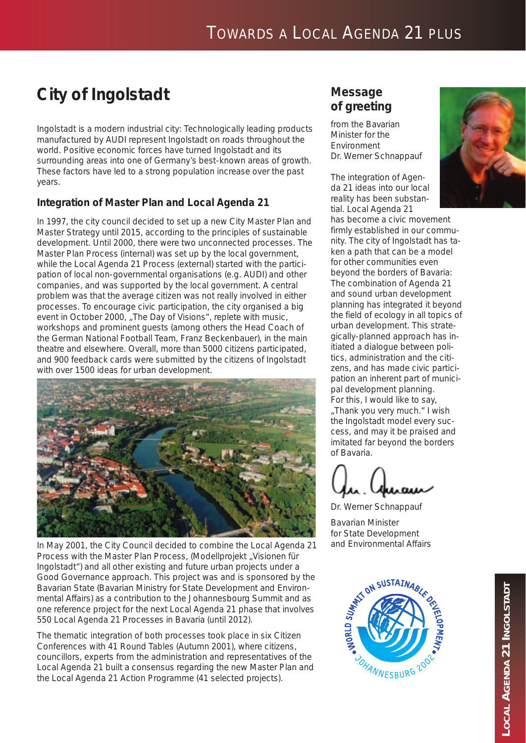# City of Ingolstadt

Ingolstadt is a modern industrial city: Technologically leading products manufactured by AUDI represent Ingolstadt on roads throughout the world. Positive economic forces have turned Ingolstadt and its surrounding areas into one of Germany's best-known areas of growth. These factors have led to a strong population increase over the past years.

### Integration of Master Plan and Local Agenda 21

In 1997, the city council decided to set up a new City Master Plan and Master Strategy until 2015, according to the principles of sustainable development. Until 2000, there were two unconnected processes. The Master Plan Process (internal) was set up by the local government, while the Local Agenda 21 Process (external) started with the participation of local non-governmental organisations (e.g. AUDI) and other companies, and was supported by the local government. A central problem was that the average citizen was not really involved in either processes. To encourage civic participation, the city organised a big event in October 2000, „The Day of Visions", replete with music, workshops and prominent guests (among others the Head Coach of the German National Football Team, Franz Beckenbauer), in the main theatre and elsewhere. Overall, more than 5000 citizens participated, and 900 feedback cards were submitted by the citizens of Ingolstadt with over 1500 ideas for urban development.

In May 2001, the City Council decided to combine the Local Agenda 21 Process with the Master Plan Process, (Modellprojekt „Visionen für Ingolstadt") and all other existing and future urban projects under a Good Governance approach. This project was and is sponsored by the Bavarian State (Bavarian Ministry for State Development and Environmental Affairs) as a contribution to the Johannesbourg Summit and as one reference project for the next Local Agenda 21 phase that involves 550 Local Agenda 21 Processes in Bavaria (until 2012).

The thematic integration of both processes took place in six Citizen Conferences with 41 Round Tables (Autumn 2001), where citizens, councillors, experts from the administration and representatives of the Local Agenda 21 built a consensus regarding the new Master Plan and the Local Agenda 21 Action Programme (41 selected projects).

## Message of greeting

from the Bavarian Minister for the Environment Dr. Werner Schnappauf

The integration of Agenda 21 ideas into our local reality has been substantial. Local Agenda 21 has become a civic movement firmly established in our community. The city of Ingolstadt has taken a path that can be a model for other communities even beyond the borders of Bavaria: The combination of Agenda 21 and sound urban development planning has integrated it beyond the field of ecology in all topics of urban development. This strategically-planned approach has initiated a dialogue between politics, administration and the citizens, and has made civic participation an inherent part of municipal development planning. For this, I would like to say, „Thank you very much." I wish the Ingolstadt model every success, and may it be praised and imitated far beyond the borders of Bavaria.

Dr. Werner Schnappauf

Bavarian Minister for State Development and Environmental Affairs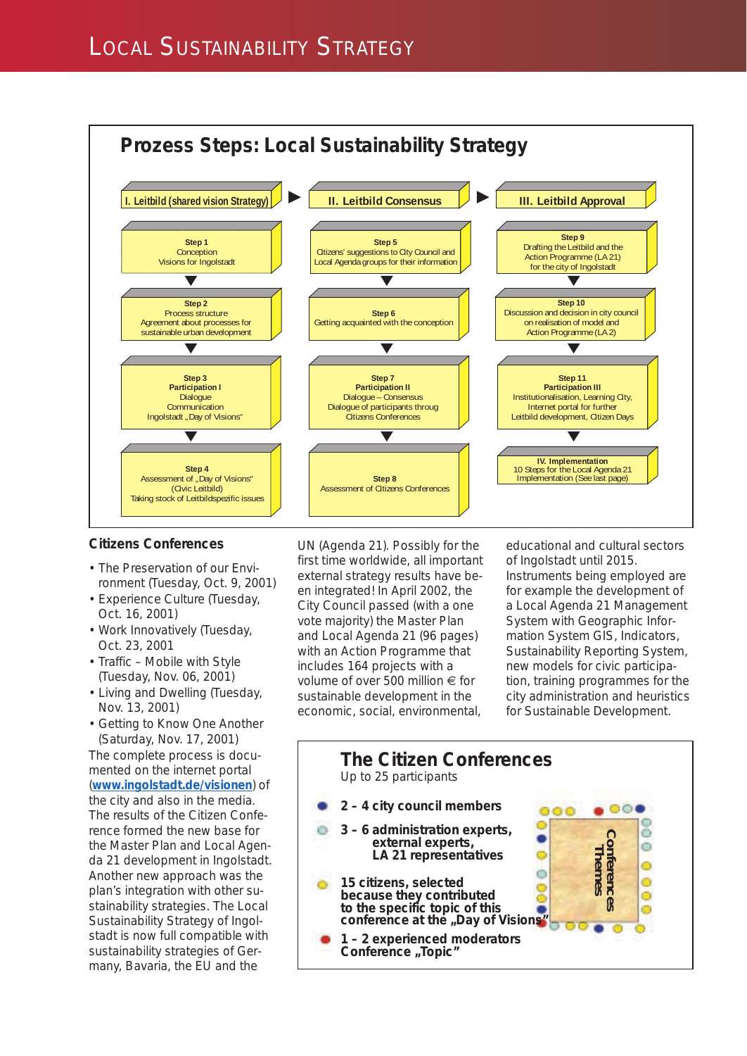# Local Sustainability Strategy

## Prozess Steps: Local Sustainability Strategy

**I. Leitbild (shared vision Strategy)** ▶ **II. Leitbild Consensus** ▶ **III. Leitbild Approval**

**I. Leitbild (shared vision Strategy)**

- **Step 1** – Conception – Visions for Ingolstadt
- **Step 2** – Process structure – Agreement about processes for sustainable urban development
- **Step 3** – **Participation I** – Dialogue – Communication – Ingolstadt „Day of Visions"
- **Step 4** – Assessment of „Day of Visions" (Civic Leitbild) – Taking stock of Leitbildspezific issues

**II. Leitbild Consensus**

- **Step 5** – Citizens' suggestions to City Council and Local Agenda groups for their information
- **Step 6** – Getting acquainted with the conception
- **Step 7** – **Participation II** – Dialogue – Consensus – Dialogue of participants throug Citizens Conferences
- **Step 8** – Assessment of Citizens Conferences

**III. Leitbild Approval**

- **Step 9** – Drafting the Leitbild and the Action Programme (LA 21) for the city of Ingolstadt
- **Step 10** – Discussion and decision in city council on realisation of model and Action Programme (LA 2)
- **Step 11** – **Participation III** – Institutionalisation, Learning City, Internet portal for further Leitbild development, Citizen Days
- **IV. Implementation** – 10 Steps for the Local Agenda 21 Implementation (See last page)

### Citizens Conferences

- The Preservation of our Environment (Tuesday, Oct. 9, 2001)
- Experience Culture (Tuesday, Oct. 16, 2001)
- Work Innovatively (Tuesday, Oct. 23, 2001
- Traffic – Mobile with Style (Tuesday, Nov. 06, 2001)
- Living and Dwelling (Tuesday, Nov. 13, 2001)
- Getting to Know One Another (Saturday, Nov. 17, 2001)

The complete process is documented on the internet portal (**www.ingolstadt.de/visionen**) of the city and also in the media. The results of the Citizen Conference formed the new base for the Master Plan and Local Agenda 21 development in Ingolstadt. Another new approach was the plan's integration with other sustainability strategies. The Local Sustainability Strategy of Ingolstadt is now full compatible with sustainability strategies of Germany, Bavaria, the EU and the UN (Agenda 21). Possibly for the first time worldwide, all important external strategy results have been integrated! In April 2002, the City Council passed (with a one vote majority) the Master Plan and Local Agenda 21 (96 pages) with an Action Programme that includes 164 projects with a volume of over 500 million € for sustainable development in the economic, social, environmental, educational and cultural sectors of Ingolstadt until 2015. Instruments being employed are for example the development of a Local Agenda 21 Management System with Geographic Information System GIS, Indicators, Sustainability Reporting System, new models for civic participation, training programmes for the city administration and heuristics for Sustainable Development.

### The Citizen Conferences

Up to 25 participants

- **2 – 4 city council members**
- **3 – 6 administration experts, external experts, LA 21 representatives**
- **15 citizens, selected because they contributed to the specific topic of this conference at the „Day of Visions"**
- **1 – 2 experienced moderators**

**Conference „Topic"**

Conferences Themes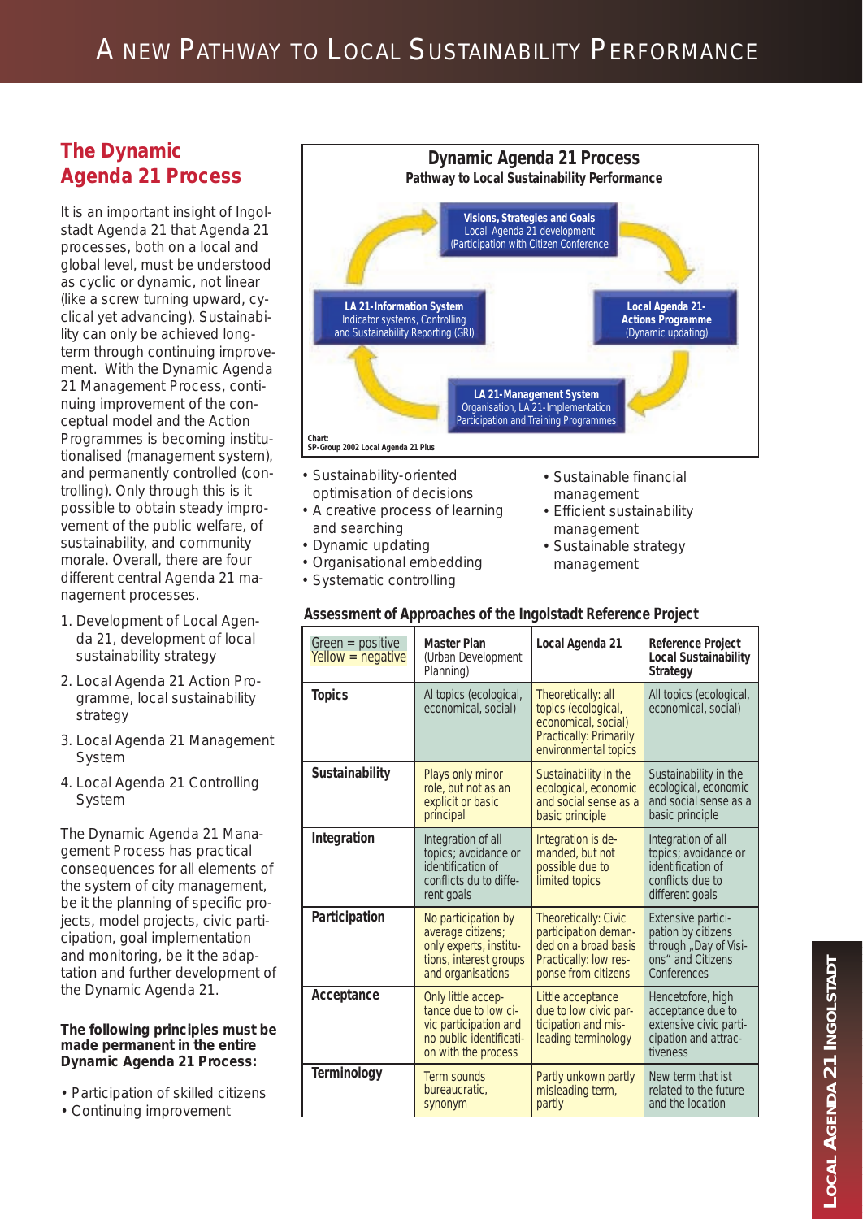# A NEW PATHWAY TO LOCAL SUSTAINABILITY PERFORMANCE

## The Dynamic Agenda 21 Process

It is an important insight of Ingolstadt Agenda 21 that Agenda 21 processes, both on a local and global level, must be understood as cyclic or dynamic, not linear (like a screw turning upward, cyclical yet advancing). Sustainability can only be achieved longterm through continuing improvement. With the Dynamic Agenda 21 Management Process, continuing improvement of the conceptual model and the Action Programmes is becoming institutionalised (management system), and permanently controlled (controlling). Only through this is it possible to obtain steady improvement of the public welfare, of sustainability, and community morale. Overall, there are four different central Agenda 21 management processes.

1. Development of Local Agenda 21, development of local sustainability strategy
2. Local Agenda 21 Action Programme, local sustainability strategy
3. Local Agenda 21 Management System
4. Local Agenda 21 Controlling System

The Dynamic Agenda 21 Management Process has practical consequences for all elements of the system of city management, be it the planning of specific projects, model projects, civic participation, goal implementation and monitoring, be it the adaptation and further development of the Dynamic Agenda 21.

**The following principles must be made permanent in the entire Dynamic Agenda 21 Process:**

- Participation of skilled citizens
- Continuing improvement

**Dynamic Agenda 21 Process**
**Pathway to Local Sustainability Performance**

**Visions, Strategies and Goals**
Local Agenda 21 development
(Participation with Citizen Conference

**Local Agenda 21-Actions Programme**
(Dynamic updating)

**LA 21-Management System**
Organisation, LA 21-Implementation
Participation and Training Programmes

**LA 21-Information System**
Indicator systems, Controlling and Sustainability Reporting (GRI)

Chart:
SP-Group 2002 Local Agenda 21 Plus

- Sustainability-oriented optimisation of decisions
- A creative process of learning and searching
- Dynamic updating
- Organisational embedding
- Systematic controlling
- Sustainable financial management
- Efficient sustainability management
- Sustainable strategy management

**Assessment of Approaches of the Ingolstadt Reference Project**

| Green = positive<br>Yellow = negative | **Master Plan** (Urban Development Planning) | **Local Agenda 21** | **Reference Project Local Sustainability Strategy** |
|---|---|---|---|
| **Topics** | Al topics (ecological, economical, social) | Theoretically: all topics (ecological, economical, social) Practically: Primarily environmental topics | All topics (ecological, economical, social) |
| **Sustainability** | Plays only minor role, but not as an explicit or basic principal | Sustainability in the ecological, economic and social sense as a basic principle | Sustainability in the ecological, economic and social sense as a basic principle |
| **Integration** | Integration of all topics; avoidance or identification of conflicts du to different goals | Integration is demanded, but not possible due to limited topics | Integration of all topics; avoidance or identification of conflicts due to different goals |
| **Participation** | No participation by average citizens; only experts, institutions, interest groups and organisations | Theoretically: Civic participation demanded on a broad basis Practically: low response from citizens | Extensive participation by citizens through „Day of Visions" and Citizens Conferences |
| **Acceptance** | Only little acceptance due to low civic participation and no public identification with the process | Little acceptance due to low civic participation and misleading terminology | Hencetofore, high acceptance due to extensive civic participation and attractiveness |
| **Terminology** | Term sounds bureaucratic, synonym | Partly unkown partly misleading term, partly | New term that ist related to the future and the location |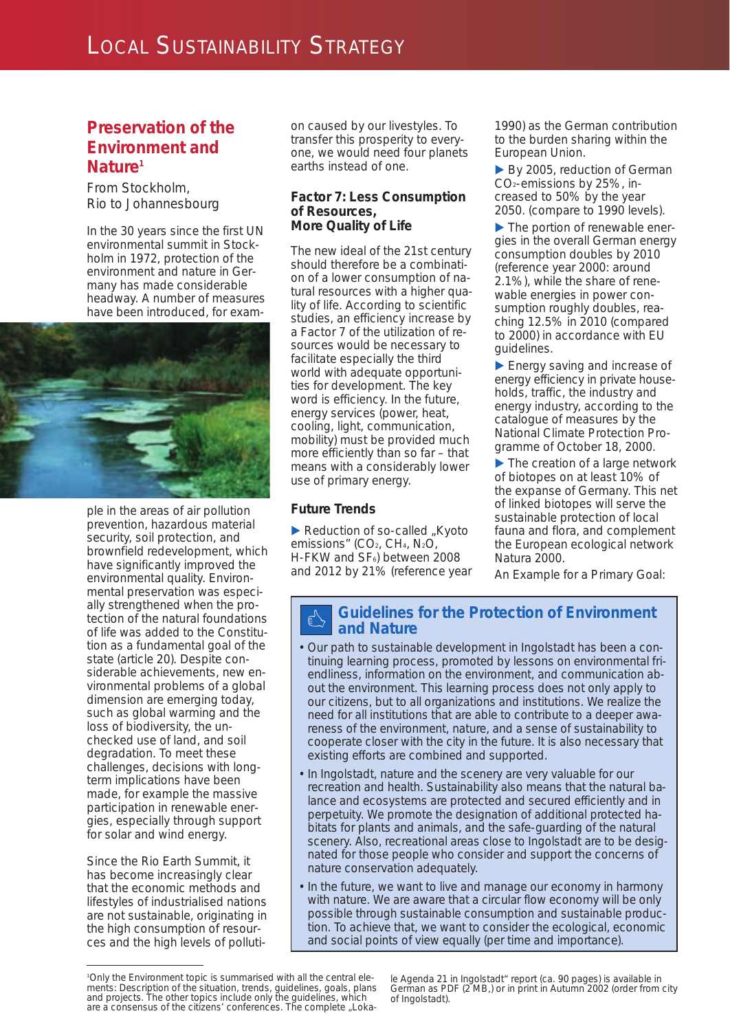## Preservation of the Environment and Nature[1]

From Stockholm, Rio to Johannesbourg

In the 30 years since the first UN environmental summit in Stockholm in 1972, protection of the environment and nature in Germany has made considerable headway. A number of measures have been introduced, for example in the areas of air pollution prevention, hazardous material security, soil protection, and brownfield redevelopment, which have significantly improved the environmental quality. Environmental preservation was especially strengthened when the protection of the natural foundations of life was added to the Constitution as a fundamental goal of the state (article 20). Despite considerable achievements, new environmental problems of a global dimension are emerging today, such as global warming and the loss of biodiversity, the unchecked use of land, and soil degradation. To meet these challenges, decisions with long-term implications have been made, for example the massive participation in renewable energies, especially through support for solar and wind energy.

Since the Rio Earth Summit, it has become increasingly clear that the economic methods and lifestyles of industrialised nations are not sustainable, originating in the high consumption of resources and the high levels of pollution caused by our livestyles. To transfer this prosperity to everyone, we would need four planets earths instead of one.

### Factor 7: Less Consumption of Resources, More Quality of Life

The new ideal of the 21st century should therefore be a combination of a lower consumption of natural resources with a higher quality of life. According to scientific studies, an efficiency increase by a Factor 7 of the utilization of resources would be necessary to facilitate especially the third world with adequate opportunities for development. The key word is efficiency. In the future, energy services (power, heat, cooling, light, communication, mobility) must be provided much more efficiently than so far – that means with a considerably lower use of primary energy.

### Future Trends

- Reduction of so-called „Kyoto emissions" ($CO_2$, $CH_4$, $N_2O$, H-FKW and $SF_6$) between 2008 and 2012 by 21% (reference year 1990) as the German contribution to the burden sharing within the European Union.
- By 2005, reduction of German $CO_2$-emissions by 25%, increased to 50% by the year 2050. (compare to 1990 levels).
- The portion of renewable energies in the overall German energy consumption doubles by 2010 (reference year 2000: around 2.1%), while the share of renewable energies in power consumption roughly doubles, reaching 12.5% in 2010 (compared to 2000) in accordance with EU guidelines.
- Energy saving and increase of energy efficiency in private households, traffic, the industry and energy industry, according to the catalogue of measures by the National Climate Protection Programme of October 18, 2000.
- The creation of a large network of biotopes on at least 10% of the expanse of Germany. This net of linked biotopes will serve the sustainable protection of local fauna and flora, and complement the European ecological network Natura 2000.

An Example for a Primary Goal:

### Guidelines for the Protection of Environment and Nature

- Our path to sustainable development in Ingolstadt has been a continuing learning process, promoted by lessons on environmental friendliness, information on the environment, and communication about the environment. This learning process does not only apply to our citizens, but to all organizations and institutions. We realize the need for all institutions that are able to contribute to a deeper awareness of the environment, nature, and a sense of sustainability to cooperate closer with the city in the future. It is also necessary that existing efforts are combined and supported.
- In Ingolstadt, nature and the scenery are very valuable for our recreation and health. Sustainability also means that the natural balance and ecosystems are protected and secured efficiently and in perpetuity. We promote the designation of additional protected habitats for plants and animals, and the safe-guarding of the natural scenery. Also, recreational areas close to Ingolstadt are to be designated for those people who consider and support the concerns of nature conservation adequately.
- In the future, we want to live and manage our economy in harmony with nature. We are aware that a circular flow economy will be only possible through sustainable consumption and sustainable production. To achieve that, we want to consider the ecological, economic and social points of view equally (per time and importance).

---

[1] Only the Environment topic is summarised with all the central elements: Description of the situation, trends, guidelines, goals, plans and projects. The other topics include only the guidelines, which are a consensus of the citizens' conferences. The complete „Lokale Agenda 21 in Ingolstadt" report (ca. 90 pages) is available in German as PDF (2 MB,) or in print in Autumn 2002 (order from city of Ingolstadt).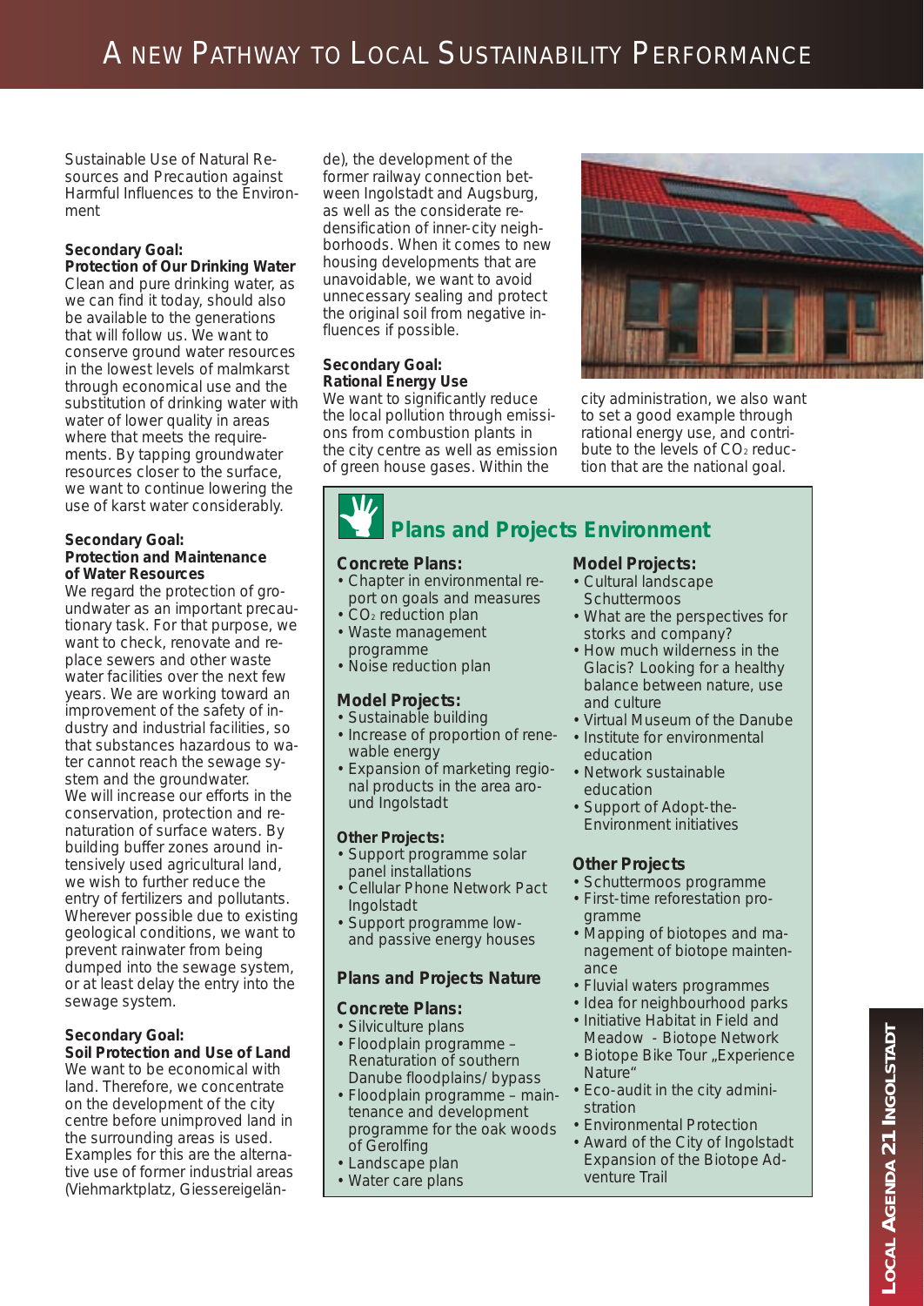Sustainable Use of Natural Resources and Precaution against Harmful Influences to the Environment

**Secondary Goal:**
**Protection of Our Drinking Water**

Clean and pure drinking water, as we can find it today, should also be available to the generations that will follow us. We want to conserve ground water resources in the lowest levels of malmkarst through economical use and the substitution of drinking water with water of lower quality in areas where that meets the requirements. By tapping groundwater resources closer to the surface, we want to continue lowering the use of karst water considerably.

**Secondary Goal:**
**Protection and Maintenance of Water Resources**

We regard the protection of groundwater as an important precautionary task. For that purpose, we want to check, renovate and replace sewers and other waste water facilities over the next few years. We are working toward an improvement of the safety of industry and industrial facilities, so that substances hazardous to water cannot reach the sewage system and the groundwater.
We will increase our efforts in the conservation, protection and renaturation of surface waters. By building buffer zones around intensively used agricultural land, we wish to further reduce the entry of fertilizers and pollutants. Wherever possible due to existing geological conditions, we want to prevent rainwater from being dumped into the sewage system, or at least delay the entry into the sewage system.

**Secondary Goal:**
**Soil Protection and Use of Land**

We want to be economical with land. Therefore, we concentrate on the development of the city centre before unimproved land in the surrounding areas is used. Examples for this are the alternative use of former industrial areas (Viehmarktplatz, Giessereigelände), the development of the former railway connection between Ingolstadt and Augsburg, as well as the considerate redensification of inner-city neighborhoods. When it comes to new housing developments that are unavoidable, we want to avoid unnecessary sealing and protect the original soil from negative influences if possible.

**Secondary Goal:**
**Rational Energy Use**

We want to significantly reduce the local pollution through emissions from combustion plants in the city centre as well as emission of green house gases. Within the city administration, we also want to set a good example through rational energy use, and contribute to the levels of $CO_2$ reduction that are the national goal.

## Plans and Projects Environment

**Concrete Plans:**
- Chapter in environmental report on goals and measures
- $CO_2$ reduction plan
- Waste management programme
- Noise reduction plan

**Model Projects:**
- Sustainable building
- Increase of proportion of renewable energy
- Expansion of marketing regional products in the area around Ingolstadt

**Other Projects:**
- Support programme solar panel installations
- Cellular Phone Network Pact Ingolstadt
- Support programme low- and passive energy houses

## Plans and Projects Nature

**Concrete Plans:**
- Silviculture plans
- Floodplain programme – Renaturation of southern Danube floodplains/ bypass
- Floodplain programme – maintenance and development programme for the oak woods of Gerolfing
- Landscape plan
- Water care plans

**Model Projects:**
- Cultural landscape Schuttermoos
- What are the perspectives for storks and company?
- How much wilderness in the Glacis? Looking for a healthy balance between nature, use and culture
- Virtual Museum of the Danube
- Institute for environmental education
- Network sustainable education
- Support of Adopt-the-Environment initiatives

**Other Projects**
- Schuttermoos programme
- First-time reforestation programme
- Mapping of biotopes and management of biotope maintenance
- Fluvial waters programmes
- Idea for neighbourhood parks
- Initiative Habitat in Field and Meadow - Biotope Network
- Biotope Bike Tour „Experience Nature"
- Eco-audit in the city administration
- Environmental Protection
- Award of the City of Ingolstadt Expansion of the Biotope Adventure Trail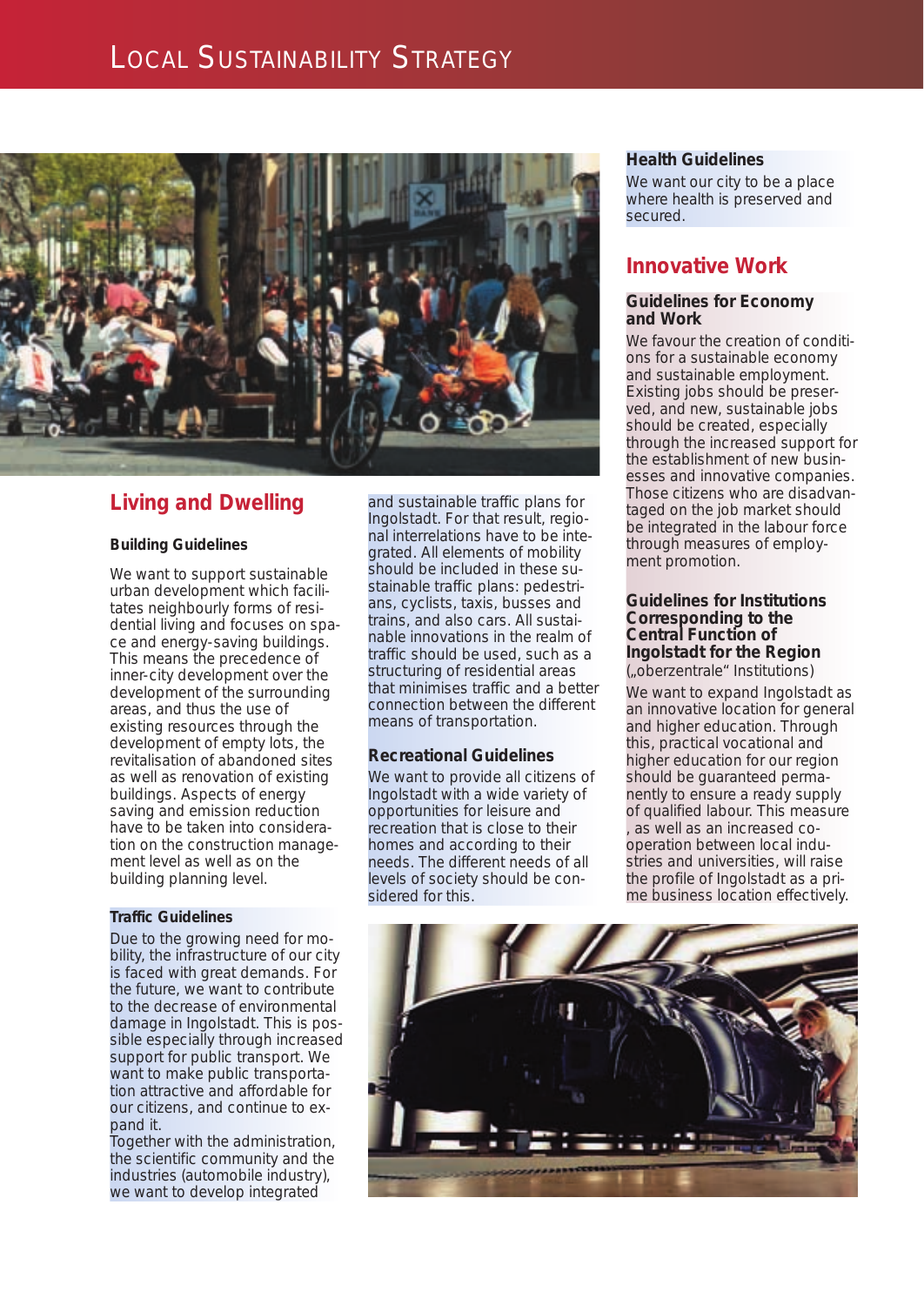# Local Sustainability Strategy

## Living and Dwelling

### Building Guidelines

We want to support sustainable urban development which facilitates neighbourly forms of residential living and focuses on space and energy-saving buildings. This means the precedence of inner-city development over the development of the surrounding areas, and thus the use of existing resources through the development of empty lots, the revitalisation of abandoned sites as well as renovation of existing buildings. Aspects of energy saving and emission reduction have to be taken into consideration on the construction management level as well as on the building planning level.

### Traffic Guidelines

Due to the growing need for mobility, the infrastructure of our city is faced with great demands. For the future, we want to contribute to the decrease of environmental damage in Ingolstadt. This is possible especially through increased support for public transport. We want to make public transportation attractive and affordable for our citizens, and continue to expand it.
Together with the administration, the scientific community and the industries (automobile industry), we want to develop integrated and sustainable traffic plans for Ingolstadt. For that result, regional interrelations have to be integrated. All elements of mobility should be included in these sustainable traffic plans: pedestrians, cyclists, taxis, busses and trains, and also cars. All sustainable innovations in the realm of traffic should be used, such as a structuring of residential areas that minimises traffic and a better connection between the different means of transportation.

### Recreational Guidelines

We want to provide all citizens of Ingolstadt with a wide variety of opportunities for leisure and recreation that is close to their homes and according to their needs. The different needs of all levels of society should be considered for this.

### Health Guidelines

We want our city to be a place where health is preserved and secured.

## Innovative Work

### Guidelines for Economy and Work

We favour the creation of conditions for a sustainable economy and sustainable employment. Existing jobs should be preserved, and new, sustainable jobs should be created, especially through the increased support for the establishment of new businesses and innovative companies. Those citizens who are disadvantaged on the job market should be integrated in the labour force through measures of employment promotion.

### Guidelines for Institutions Corresponding to the Central Function of Ingolstadt for the Region

(„oberzentrale" Institutions)

We want to expand Ingolstadt as an innovative location for general and higher education. Through this, practical vocational and higher education for our region should be guaranteed permanently to ensure a ready supply of qualified labour. This measure , as well as an increased co-operation between local industries and universities, will raise the profile of Ingolstadt as a prime business location effectively.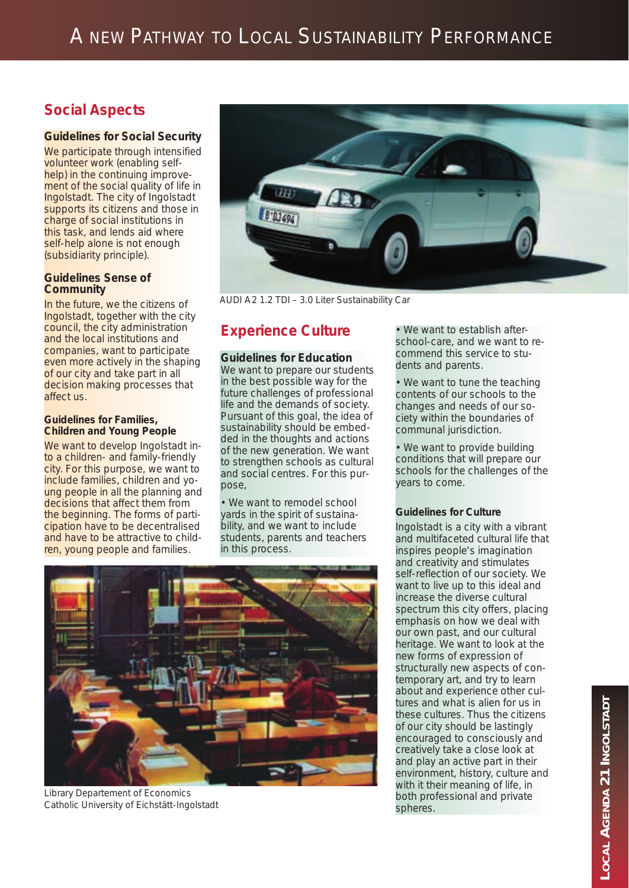## Social Aspects

### Guidelines for Social Security

We participate through intensified volunteer work (enabling self-help) in the continuing improvement of the social quality of life in Ingolstadt. The city of Ingolstadt supports its citizens and those in charge of social institutions in this task, and lends aid where self-help alone is not enough (subsidiarity principle).

### Guidelines Sense of Community

In the future, we the citizens of Ingolstadt, together with the city council, the city administration and the local institutions and companies, want to participate even more actively in the shaping of our city and take part in all decision making processes that affect us.

### Guidelines for Families, Children and Young People

We want to develop Ingolstadt into a children- and family-friendly city. For this purpose, we want to include families, children and young people in all the planning and decisions that affect them from the beginning. The forms of participation have to be decentralised and have to be attractive to children, young people and families.

AUDI A2 1.2 TDI – 3.0 Liter Sustainability Car

## Experience Culture

### Guidelines for Education

We want to prepare our students in the best possible way for the future challenges of professional life and the demands of society. Pursuant of this goal, the idea of sustainability should be embedded in the thoughts and actions of the new generation. We want to strengthen schools as cultural and social centres. For this purpose,

- We want to remodel school yards in the spirit of sustainability, and we want to include students, parents and teachers in this process.
- We want to establish after-school-care, and we want to recommend this service to students and parents.
- We want to tune the teaching contents of our schools to the changes and needs of our society within the boundaries of communal jurisdiction.
- We want to provide building conditions that will prepare our schools for the challenges of the years to come.

Library Departement of Economics
Catholic University of Eichstätt-Ingolstadt

### Guidelines for Culture

Ingolstadt is a city with a vibrant and multifaceted cultural life that inspires people's imagination and creativity and stimulates self-reflection of our society. We want to live up to this ideal and increase the diverse cultural spectrum this city offers, placing emphasis on how we deal with our own past, and our cultural heritage. We want to look at the new forms of expression of structurally new aspects of contemporary art, and try to learn about and experience other cultures and what is alien for us in these cultures. Thus the citizens of our city should be lastingly encouraged to consciously and creatively take a close look at and play an active part in their environment, history, culture and with it their meaning of life, in both professional and private spheres.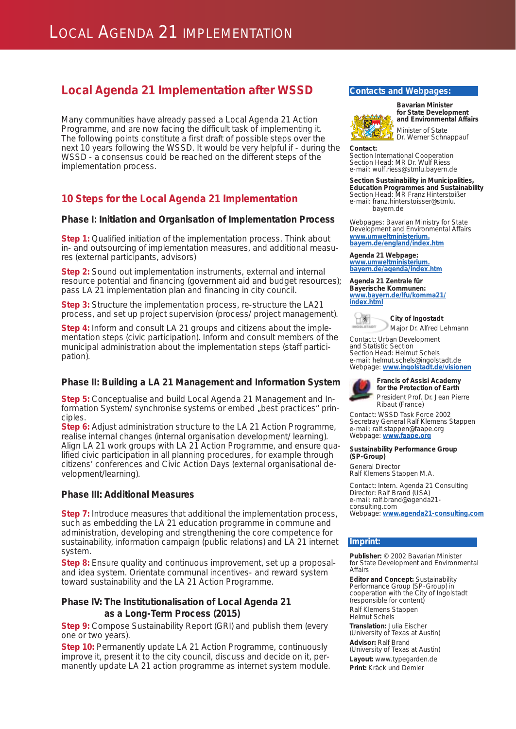# Local Agenda 21 Implementation

## Local Agenda 21 Implementation after WSSD

Many communities have already passed a Local Agenda 21 Action Programme, and are now facing the difficult task of implementing it. The following points constitute a first draft of possible steps over the next 10 years following the WSSD. It would be very helpful if - during the WSSD - a consensus could be reached on the different steps of the implementation process.

## 10 Steps for the Local Agenda 21 Implementation

### Phase I: Initiation and Organisation of Implementation Process

**Step 1:** Qualified initiation of the implementation process. Think about in- and outsourcing of implementation measures, and additional measures (external participants, advisors)

**Step 2:** Sound out implementation instruments, external and internal resource potential and financing (government aid and budget resources); pass LA 21 implementation plan and financing in city council.

**Step 3:** Structure the implementation process, re-structure the LA21 process, and set up project supervision (process/ project management).

**Step 4:** Inform and consult LA 21 groups and citizens about the implementation steps (civic participation). Inform and consult members of the municipal administration about the implementation steps (staff participation).

### Phase II: Building a LA 21 Management and Information System

**Step 5:** Conceptualise and build Local Agenda 21 Management and Information System/ synchronise systems or embed „best practices" principles.

**Step 6:** Adjust administration structure to the LA 21 Action Programme, realise internal changes (internal organisation development/ learning). Align LA 21 work groups with LA 21 Action Programme, and ensure qualified civic participation in all planning procedures, for example through citizens' conferences and Civic Action Days (external organisational development/learning).

### Phase III: Additional Measures

**Step 7:** Introduce measures that additional the implementation process, such as embedding the LA 21 education programme in commune and administration, developing and strengthening the core competence for sustainability, information campaign (public relations) and LA 21 internet system.

**Step 8:** Ensure quality and continuous improvement, set up a proposal- and idea system. Orientate communal incentives- and reward system toward sustainability and the LA 21 Action Programme.

### Phase IV: The Institutionalisation of Local Agenda 21 as a Long-Term Process (2015)

**Step 9:** Compose Sustainability Report (GRI) and publish them (every one or two years).

**Step 10:** Permanently update LA 21 Action Programme, continuously improve it, present it to the city council, discuss and decide on it, permanently update LA 21 action programme as internet system module.

### Contacts and Webpages:

**Bavarian Minister for State Development and Environmental Affairs**
Minister of State
Dr. Werner Schnappauf

**Contact:**
Section International Cooperation
Section Head: MR Dr. Wulf Riess
e-mail: wulf.riess@stmlu.bayern.de

**Section Sustainability in Municipalities, Education Programmes and Sustainability**
Section Head: MR Franz Hinterstoißer
e-mail: franz.hinterstoisser@stmlu.bayern.de

Webpages: Bavarian Ministry for State Development and Environmental Affairs
www.umweltministerium.bayern.de/england/index.htm

**Agenda 21 Webpage:**
www.umweltministerium.bayern.de/agenda/index.htm

**Agenda 21 Zentrale für Bayerische Kommunen:**
www.bayern.de/lfu/komma21/index.html

**City of Ingostadt**
Major Dr. Alfred Lehmann

Contact: Urban Development and Statistic Section
Section Head: Helmut Schels
e-mail: helmut.schels@ingolstadt.de
Webpage: www.ingolstadt.de/visionen

**Francis of Assisi Academy for the Protection of Earth**
President Prof. Dr. Jean Pierre Ribaut (France)

Contact: WSSD Task Force 2002
Secretray General Ralf Klemens Stappen
e-mail: ralf.stappen@faape.org
Webpage: www.faape.org

**Sustainability Performance Group (SP-Group)**
General Director
Ralf Klemens Stappen M.A.

Contact: Intern. Agenda 21 Consulting
Director: Ralf Brand (USA)
e-mail: ralf.brand@agenda21-consulting.com
Webpage: www.agenda21-consulting.com

### Imprint:

**Publisher:** © 2002 Bavarian Minister for State Development and Environmental Affairs

**Editor and Concept:** Sustainability Performance Group (SP-Group) in cooperation with the City of Ingolstadt (responsible for content)
Ralf Klemens Stappen
Helmut Schels

**Translation:** Julia Eischer (University of Texas at Austin)

**Advisor:** Ralf Brand (University of Texas at Austin)

**Layout:** www.typegarden.de

**Print:** Kräck und Demler